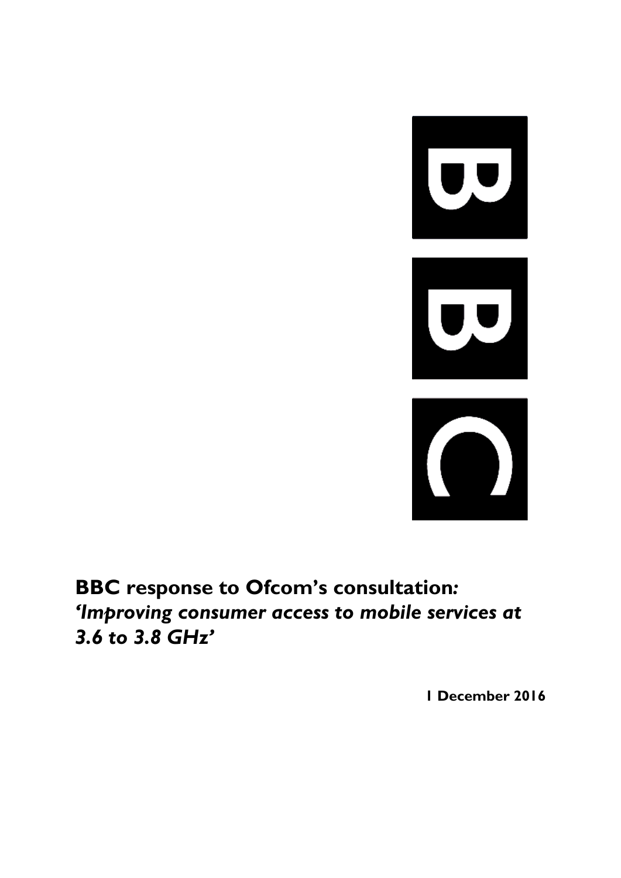# BBC response to Ofcom's consultation: *'Improving consumer access to mobile services at 3.6 to 3.8 GHz'*

**1 December 2016**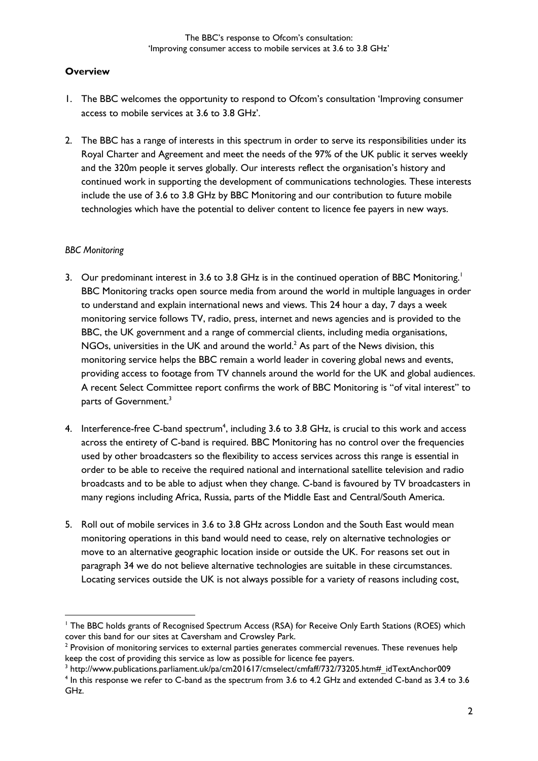## Overview

1. The BBC welcomes the opportunity to respond to Ofcom's consultation 'Improving consumer access to mobile services at 3.6 to 3.8 GHz'.

2. The BBC has a range of interests in this spectrum in order to serve its responsibilities under its Royal Charter and Agreement and meet the needs of the 97% of the UK public it serves weekly and the 320m people it serves globally. Our interests reflect the organisation's history and continued work in supporting the development of communications technologies. These interests include the use of 3.6 to 3.8 GHz by BBC Monitoring and our contribution to future mobile technologies which have the potential to deliver content to licence fee payers in new ways.

*BBC Monitoring*

3. Our predominant interest in 3.6 to 3.8 GHz is in the continued operation of BBC Monitoring.[1] BBC Monitoring tracks open source media from around the world in multiple languages in order to understand and explain international news and views. This 24 hour a day, 7 days a week monitoring service follows TV, radio, press, internet and news agencies and is provided to the BBC, the UK government and a range of commercial clients, including media organisations, NGOs, universities in the UK and around the world.[2] As part of the News division, this monitoring service helps the BBC remain a world leader in covering global news and events, providing access to footage from TV channels around the world for the UK and global audiences. A recent Select Committee report confirms the work of BBC Monitoring is "of vital interest" to parts of Government.[3]

4. Interference-free C-band spectrum[4], including 3.6 to 3.8 GHz, is crucial to this work and access across the entirety of C-band is required. BBC Monitoring has no control over the frequencies used by other broadcasters so the flexibility to access services across this range is essential in order to be able to receive the required national and international satellite television and radio broadcasts and to be able to adjust when they change. C-band is favoured by TV broadcasters in many regions including Africa, Russia, parts of the Middle East and Central/South America.

5. Roll out of mobile services in 3.6 to 3.8 GHz across London and the South East would mean monitoring operations in this band would need to cease, rely on alternative technologies or move to an alternative geographic location inside or outside the UK. For reasons set out in paragraph 34 we do not believe alternative technologies are suitable in these circumstances. Locating services outside the UK is not always possible for a variety of reasons including cost,

---

[1] The BBC holds grants of Recognised Spectrum Access (RSA) for Receive Only Earth Stations (ROES) which cover this band for our sites at Caversham and Crowsley Park.

[2] Provision of monitoring services to external parties generates commercial revenues. These revenues help keep the cost of providing this service as low as possible for licence fee payers.

[3] http://www.publications.parliament.uk/pa/cm201617/cmselect/cmfaff/732/73205.htm#_idTextAnchor009

[4] In this response we refer to C-band as the spectrum from 3.6 to 4.2 GHz and extended C-band as 3.4 to 3.6 GHz.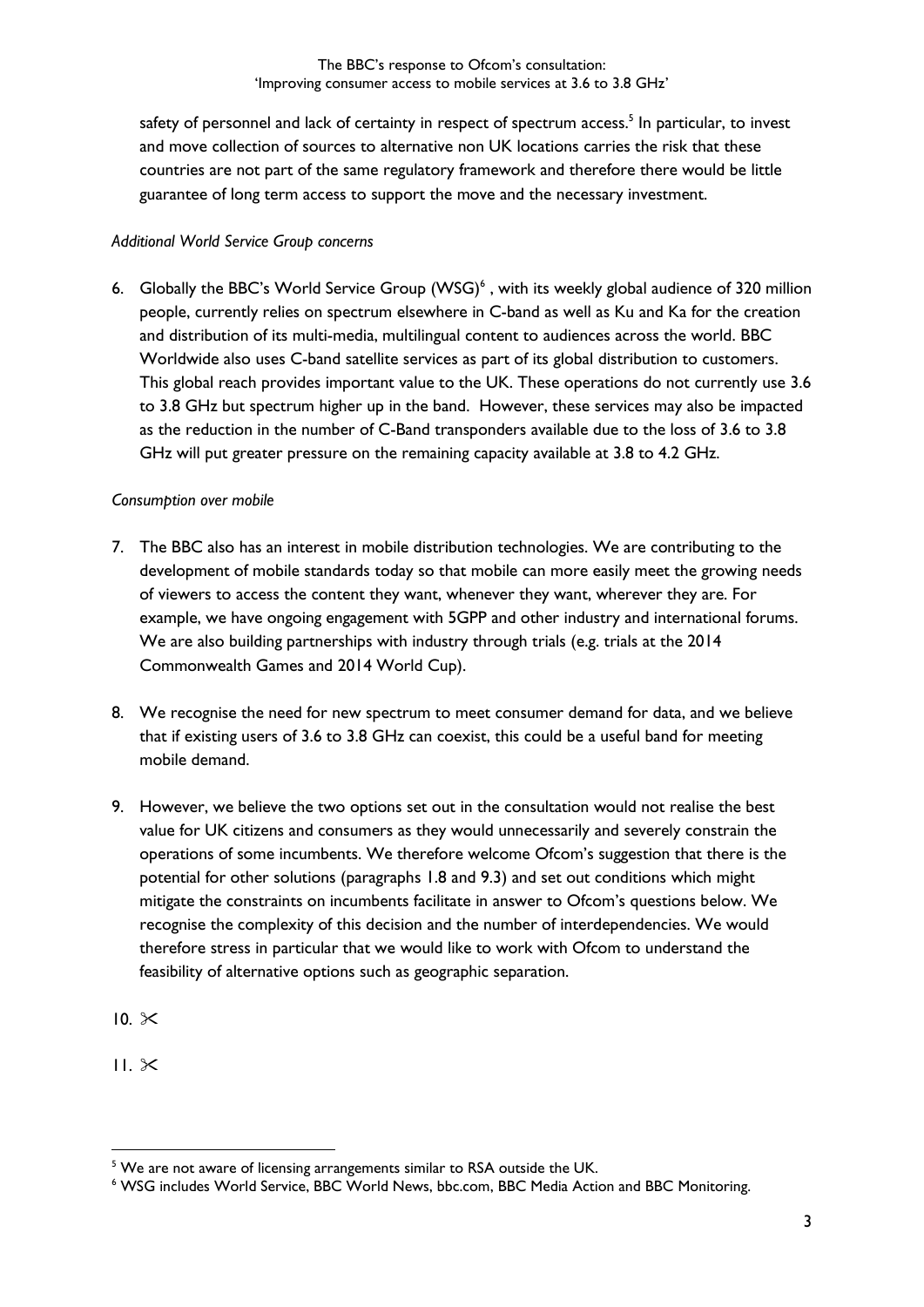safety of personnel and lack of certainty in respect of spectrum access.[5] In particular, to invest and move collection of sources to alternative non UK locations carries the risk that these countries are not part of the same regulatory framework and therefore there would be little guarantee of long term access to support the move and the necessary investment.

*Additional World Service Group concerns*

6. Globally the BBC's World Service Group (WSG)[6] , with its weekly global audience of 320 million people, currently relies on spectrum elsewhere in C-band as well as Ku and Ka for the creation and distribution of its multi-media, multilingual content to audiences across the world. BBC Worldwide also uses C-band satellite services as part of its global distribution to customers. This global reach provides important value to the UK. These operations do not currently use 3.6 to 3.8 GHz but spectrum higher up in the band. However, these services may also be impacted as the reduction in the number of C-Band transponders available due to the loss of 3.6 to 3.8 GHz will put greater pressure on the remaining capacity available at 3.8 to 4.2 GHz.

*Consumption over mobile*

7. The BBC also has an interest in mobile distribution technologies. We are contributing to the development of mobile standards today so that mobile can more easily meet the growing needs of viewers to access the content they want, whenever they want, wherever they are. For example, we have ongoing engagement with 5GPP and other industry and international forums. We are also building partnerships with industry through trials (e.g. trials at the 2014 Commonwealth Games and 2014 World Cup).

8. We recognise the need for new spectrum to meet consumer demand for data, and we believe that if existing users of 3.6 to 3.8 GHz can coexist, this could be a useful band for meeting mobile demand.

9. However, we believe the two options set out in the consultation would not realise the best value for UK citizens and consumers as they would unnecessarily and severely constrain the operations of some incumbents. We therefore welcome Ofcom's suggestion that there is the potential for other solutions (paragraphs 1.8 and 9.3) and set out conditions which might mitigate the constraints on incumbents facilitate in answer to Ofcom's questions below. We recognise the complexity of this decision and the number of interdependencies. We would therefore stress in particular that we would like to work with Ofcom to understand the feasibility of alternative options such as geographic separation.

10. ✂

11. ✂

---

[5] We are not aware of licensing arrangements similar to RSA outside the UK.

[6] WSG includes World Service, BBC World News, bbc.com, BBC Media Action and BBC Monitoring.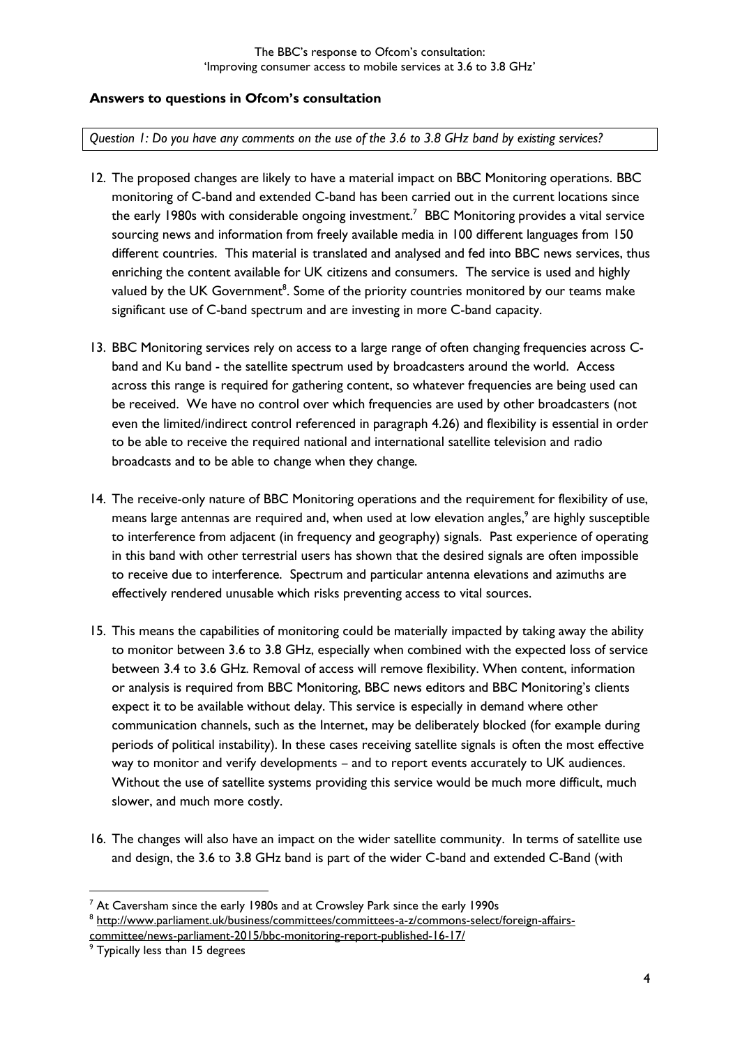## Answers to questions in Ofcom's consultation

*Question 1: Do you have any comments on the use of the 3.6 to 3.8 GHz band by existing services?*

12. The proposed changes are likely to have a material impact on BBC Monitoring operations. BBC monitoring of C-band and extended C-band has been carried out in the current locations since the early 1980s with considerable ongoing investment.[7] BBC Monitoring provides a vital service sourcing news and information from freely available media in 100 different languages from 150 different countries. This material is translated and analysed and fed into BBC news services, thus enriching the content available for UK citizens and consumers. The service is used and highly valued by the UK Government[8]. Some of the priority countries monitored by our teams make significant use of C-band spectrum and are investing in more C-band capacity.

13. BBC Monitoring services rely on access to a large range of often changing frequencies across C-band and Ku band - the satellite spectrum used by broadcasters around the world. Access across this range is required for gathering content, so whatever frequencies are being used can be received. We have no control over which frequencies are used by other broadcasters (not even the limited/indirect control referenced in paragraph 4.26) and flexibility is essential in order to be able to receive the required national and international satellite television and radio broadcasts and to be able to change when they change.

14. The receive-only nature of BBC Monitoring operations and the requirement for flexibility of use, means large antennas are required and, when used at low elevation angles,[9] are highly susceptible to interference from adjacent (in frequency and geography) signals. Past experience of operating in this band with other terrestrial users has shown that the desired signals are often impossible to receive due to interference. Spectrum and particular antenna elevations and azimuths are effectively rendered unusable which risks preventing access to vital sources.

15. This means the capabilities of monitoring could be materially impacted by taking away the ability to monitor between 3.6 to 3.8 GHz, especially when combined with the expected loss of service between 3.4 to 3.6 GHz. Removal of access will remove flexibility. When content, information or analysis is required from BBC Monitoring, BBC news editors and BBC Monitoring's clients expect it to be available without delay. This service is especially in demand where other communication channels, such as the Internet, may be deliberately blocked (for example during periods of political instability). In these cases receiving satellite signals is often the most effective way to monitor and verify developments – and to report events accurately to UK audiences. Without the use of satellite systems providing this service would be much more difficult, much slower, and much more costly.

16. The changes will also have an impact on the wider satellite community. In terms of satellite use and design, the 3.6 to 3.8 GHz band is part of the wider C-band and extended C-Band (with

---

[7] At Caversham since the early 1980s and at Crowsley Park since the early 1990s

[8] http://www.parliament.uk/business/committees/committees-a-z/commons-select/foreign-affairs-committee/news-parliament-2015/bbc-monitoring-report-published-16-17/

[9] Typically less than 15 degrees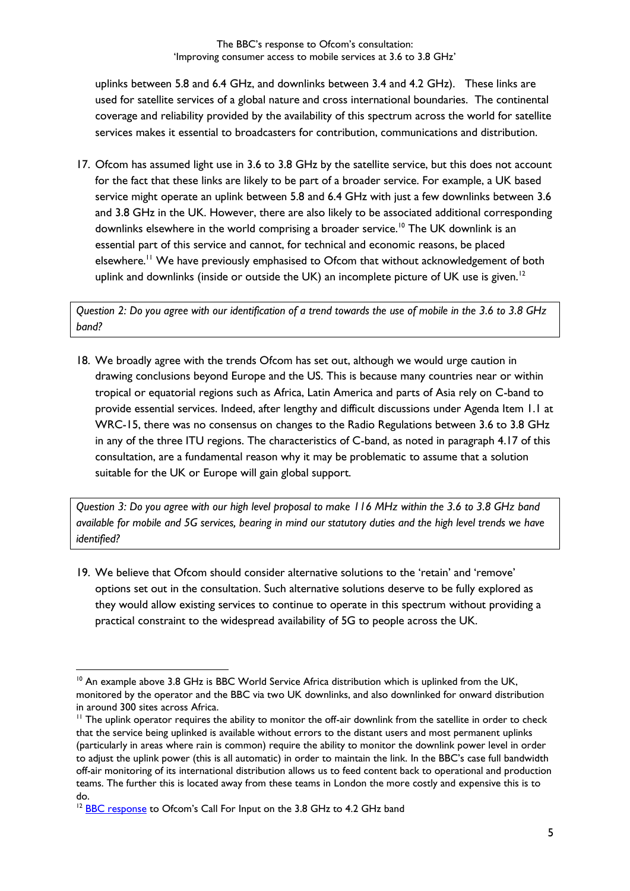uplinks between 5.8 and 6.4 GHz, and downlinks between 3.4 and 4.2 GHz). These links are used for satellite services of a global nature and cross international boundaries. The continental coverage and reliability provided by the availability of this spectrum across the world for satellite services makes it essential to broadcasters for contribution, communications and distribution.

17. Ofcom has assumed light use in 3.6 to 3.8 GHz by the satellite service, but this does not account for the fact that these links are likely to be part of a broader service. For example, a UK based service might operate an uplink between 5.8 and 6.4 GHz with just a few downlinks between 3.6 and 3.8 GHz in the UK. However, there are also likely to be associated additional corresponding downlinks elsewhere in the world comprising a broader service.[10] The UK downlink is an essential part of this service and cannot, for technical and economic reasons, be placed elsewhere.[11] We have previously emphasised to Ofcom that without acknowledgement of both uplink and downlinks (inside or outside the UK) an incomplete picture of UK use is given.[12]

*Question 2: Do you agree with our identification of a trend towards the use of mobile in the 3.6 to 3.8 GHz band?*

18. We broadly agree with the trends Ofcom has set out, although we would urge caution in drawing conclusions beyond Europe and the US. This is because many countries near or within tropical or equatorial regions such as Africa, Latin America and parts of Asia rely on C-band to provide essential services. Indeed, after lengthy and difficult discussions under Agenda Item 1.1 at WRC-15, there was no consensus on changes to the Radio Regulations between 3.6 to 3.8 GHz in any of the three ITU regions. The characteristics of C-band, as noted in paragraph 4.17 of this consultation, are a fundamental reason why it may be problematic to assume that a solution suitable for the UK or Europe will gain global support.

*Question 3: Do you agree with our high level proposal to make 116 MHz within the 3.6 to 3.8 GHz band available for mobile and 5G services, bearing in mind our statutory duties and the high level trends we have identified?*

19. We believe that Ofcom should consider alternative solutions to the 'retain' and 'remove' options set out in the consultation. Such alternative solutions deserve to be fully explored as they would allow existing services to continue to operate in this spectrum without providing a practical constraint to the widespread availability of 5G to people across the UK.

---

[10] An example above 3.8 GHz is BBC World Service Africa distribution which is uplinked from the UK, monitored by the operator and the BBC via two UK downlinks, and also downlinked for onward distribution in around 300 sites across Africa.

[11] The uplink operator requires the ability to monitor the off-air downlink from the satellite in order to check that the service being uplinked is available without errors to the distant users and most permanent uplinks (particularly in areas where rain is common) require the ability to monitor the downlink power level in order to adjust the uplink power (this is all automatic) in order to maintain the link. In the BBC's case full bandwidth off-air monitoring of its international distribution allows us to feed content back to operational and production teams. The further this is located away from these teams in London the more costly and expensive this is to do.

[12] BBC response to Ofcom's Call For Input on the 3.8 GHz to 4.2 GHz band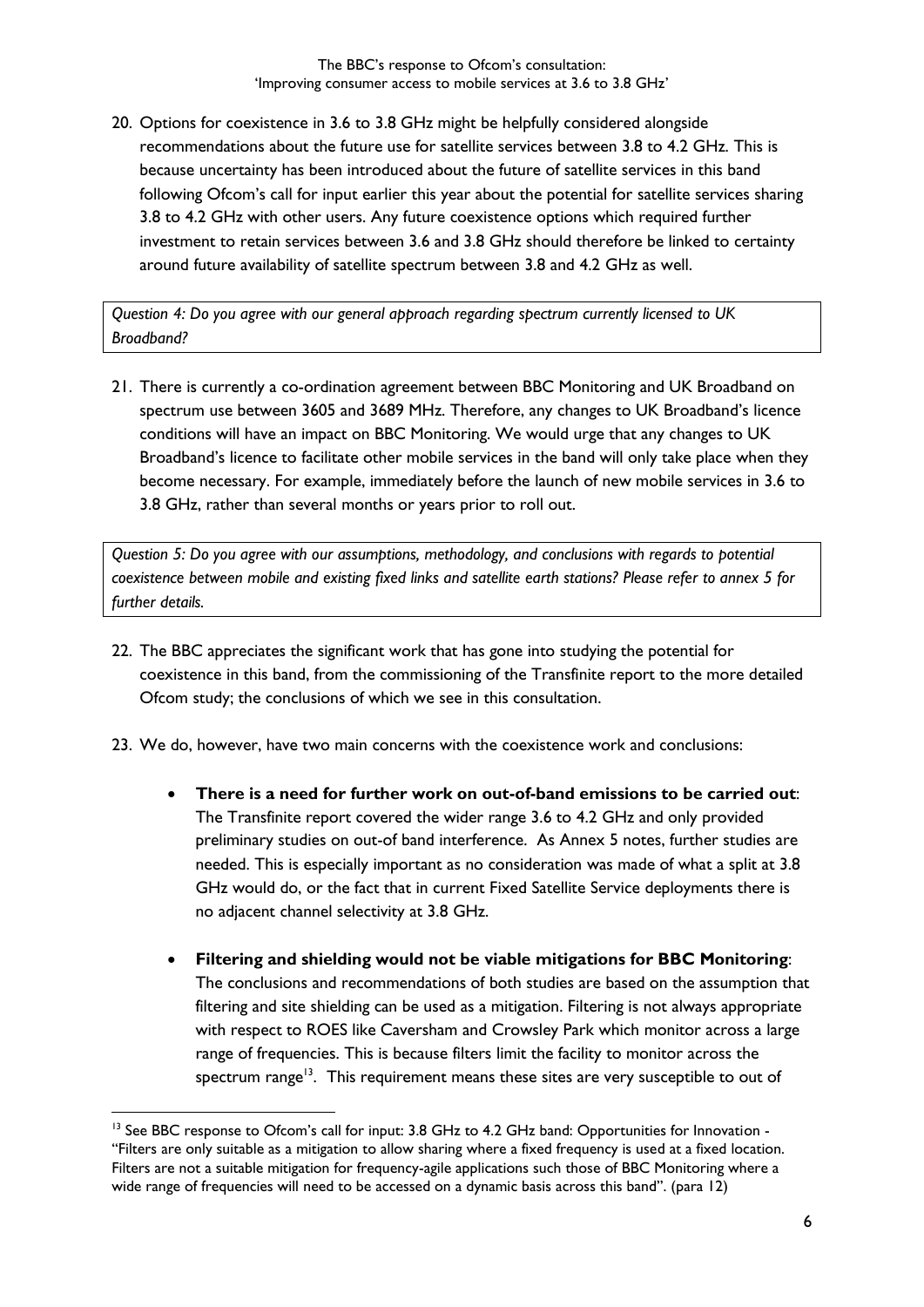20. Options for coexistence in 3.6 to 3.8 GHz might be helpfully considered alongside recommendations about the future use for satellite services between 3.8 to 4.2 GHz. This is because uncertainty has been introduced about the future of satellite services in this band following Ofcom's call for input earlier this year about the potential for satellite services sharing 3.8 to 4.2 GHz with other users. Any future coexistence options which required further investment to retain services between 3.6 and 3.8 GHz should therefore be linked to certainty around future availability of satellite spectrum between 3.8 and 4.2 GHz as well.

*Question 4: Do you agree with our general approach regarding spectrum currently licensed to UK Broadband?*

21. There is currently a co-ordination agreement between BBC Monitoring and UK Broadband on spectrum use between 3605 and 3689 MHz. Therefore, any changes to UK Broadband's licence conditions will have an impact on BBC Monitoring. We would urge that any changes to UK Broadband's licence to facilitate other mobile services in the band will only take place when they become necessary. For example, immediately before the launch of new mobile services in 3.6 to 3.8 GHz, rather than several months or years prior to roll out.

*Question 5: Do you agree with our assumptions, methodology, and conclusions with regards to potential coexistence between mobile and existing fixed links and satellite earth stations? Please refer to annex 5 for further details.*

22. The BBC appreciates the significant work that has gone into studying the potential for coexistence in this band, from the commissioning of the Transfinite report to the more detailed Ofcom study; the conclusions of which we see in this consultation.

23. We do, however, have two main concerns with the coexistence work and conclusions:

   - **There is a need for further work on out-of-band emissions to be carried out**: The Transfinite report covered the wider range 3.6 to 4.2 GHz and only provided preliminary studies on out-of band interference. As Annex 5 notes, further studies are needed. This is especially important as no consideration was made of what a split at 3.8 GHz would do, or the fact that in current Fixed Satellite Service deployments there is no adjacent channel selectivity at 3.8 GHz.

   - **Filtering and shielding would not be viable mitigations for BBC Monitoring**: The conclusions and recommendations of both studies are based on the assumption that filtering and site shielding can be used as a mitigation. Filtering is not always appropriate with respect to ROES like Caversham and Crowsley Park which monitor across a large range of frequencies. This is because filters limit the facility to monitor across the spectrum range[13]. This requirement means these sites are very susceptible to out of

[13] See BBC response to Ofcom's call for input: 3.8 GHz to 4.2 GHz band: Opportunities for Innovation - "Filters are only suitable as a mitigation to allow sharing where a fixed frequency is used at a fixed location. Filters are not a suitable mitigation for frequency-agile applications such those of BBC Monitoring where a wide range of frequencies will need to be accessed on a dynamic basis across this band". (para 12)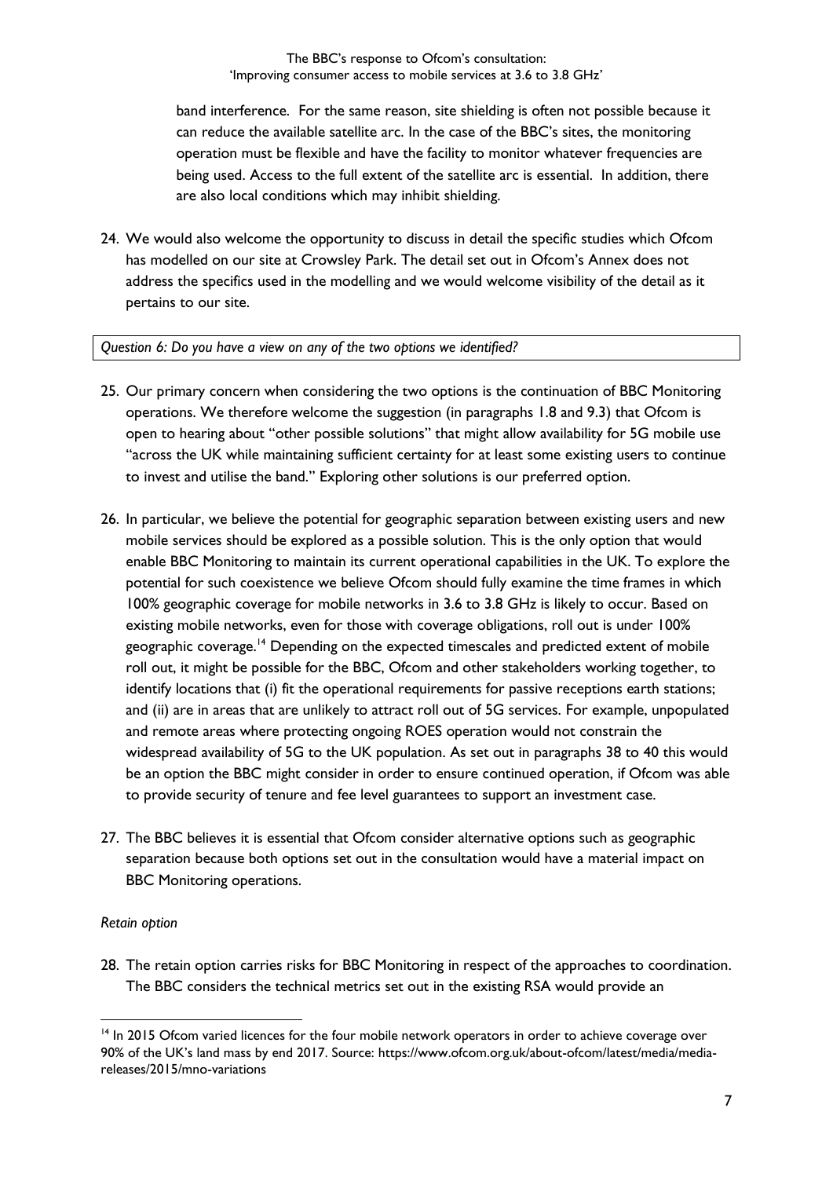band interference. For the same reason, site shielding is often not possible because it can reduce the available satellite arc. In the case of the BBC's sites, the monitoring operation must be flexible and have the facility to monitor whatever frequencies are being used. Access to the full extent of the satellite arc is essential. In addition, there are also local conditions which may inhibit shielding.

24. We would also welcome the opportunity to discuss in detail the specific studies which Ofcom has modelled on our site at Crowsley Park. The detail set out in Ofcom's Annex does not address the specifics used in the modelling and we would welcome visibility of the detail as it pertains to our site.

*Question 6: Do you have a view on any of the two options we identified?*

25. Our primary concern when considering the two options is the continuation of BBC Monitoring operations. We therefore welcome the suggestion (in paragraphs 1.8 and 9.3) that Ofcom is open to hearing about "other possible solutions" that might allow availability for 5G mobile use "across the UK while maintaining sufficient certainty for at least some existing users to continue to invest and utilise the band." Exploring other solutions is our preferred option.

26. In particular, we believe the potential for geographic separation between existing users and new mobile services should be explored as a possible solution. This is the only option that would enable BBC Monitoring to maintain its current operational capabilities in the UK. To explore the potential for such coexistence we believe Ofcom should fully examine the time frames in which 100% geographic coverage for mobile networks in 3.6 to 3.8 GHz is likely to occur. Based on existing mobile networks, even for those with coverage obligations, roll out is under 100% geographic coverage.[14] Depending on the expected timescales and predicted extent of mobile roll out, it might be possible for the BBC, Ofcom and other stakeholders working together, to identify locations that (i) fit the operational requirements for passive receptions earth stations; and (ii) are in areas that are unlikely to attract roll out of 5G services. For example, unpopulated and remote areas where protecting ongoing ROES operation would not constrain the widespread availability of 5G to the UK population. As set out in paragraphs 38 to 40 this would be an option the BBC might consider in order to ensure continued operation, if Ofcom was able to provide security of tenure and fee level guarantees to support an investment case.

27. The BBC believes it is essential that Ofcom consider alternative options such as geographic separation because both options set out in the consultation would have a material impact on BBC Monitoring operations.

*Retain option*

28. The retain option carries risks for BBC Monitoring in respect of the approaches to coordination. The BBC considers the technical metrics set out in the existing RSA would provide an

[14] In 2015 Ofcom varied licences for the four mobile network operators in order to achieve coverage over 90% of the UK's land mass by end 2017. Source: https://www.ofcom.org.uk/about-ofcom/latest/media/media-releases/2015/mno-variations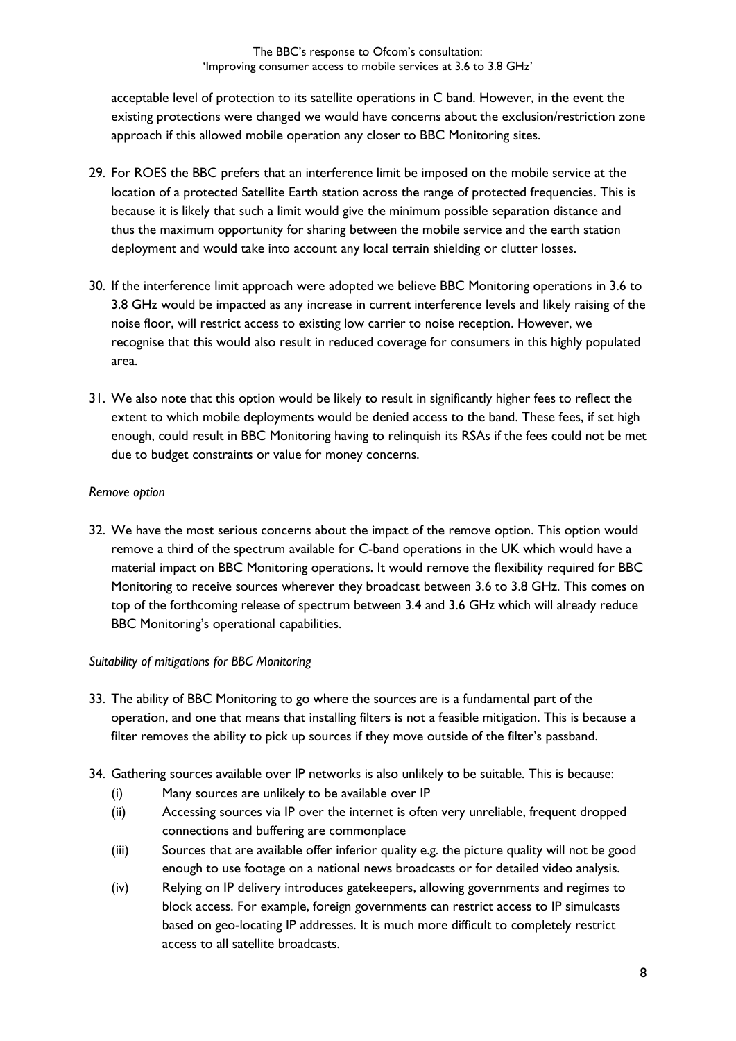acceptable level of protection to its satellite operations in C band. However, in the event the existing protections were changed we would have concerns about the exclusion/restriction zone approach if this allowed mobile operation any closer to BBC Monitoring sites.

29. For ROES the BBC prefers that an interference limit be imposed on the mobile service at the location of a protected Satellite Earth station across the range of protected frequencies. This is because it is likely that such a limit would give the minimum possible separation distance and thus the maximum opportunity for sharing between the mobile service and the earth station deployment and would take into account any local terrain shielding or clutter losses.

30. If the interference limit approach were adopted we believe BBC Monitoring operations in 3.6 to 3.8 GHz would be impacted as any increase in current interference levels and likely raising of the noise floor, will restrict access to existing low carrier to noise reception. However, we recognise that this would also result in reduced coverage for consumers in this highly populated area.

31. We also note that this option would be likely to result in significantly higher fees to reflect the extent to which mobile deployments would be denied access to the band. These fees, if set high enough, could result in BBC Monitoring having to relinquish its RSAs if the fees could not be met due to budget constraints or value for money concerns.

*Remove option*

32. We have the most serious concerns about the impact of the remove option. This option would remove a third of the spectrum available for C-band operations in the UK which would have a material impact on BBC Monitoring operations. It would remove the flexibility required for BBC Monitoring to receive sources wherever they broadcast between 3.6 to 3.8 GHz. This comes on top of the forthcoming release of spectrum between 3.4 and 3.6 GHz which will already reduce BBC Monitoring's operational capabilities.

*Suitability of mitigations for BBC Monitoring*

33. The ability of BBC Monitoring to go where the sources are is a fundamental part of the operation, and one that means that installing filters is not a feasible mitigation. This is because a filter removes the ability to pick up sources if they move outside of the filter's passband.

34. Gathering sources available over IP networks is also unlikely to be suitable. This is because:
    (i) Many sources are unlikely to be available over IP
    (ii) Accessing sources via IP over the internet is often very unreliable, frequent dropped connections and buffering are commonplace
    (iii) Sources that are available offer inferior quality e.g. the picture quality will not be good enough to use footage on a national news broadcasts or for detailed video analysis.
    (iv) Relying on IP delivery introduces gatekeepers, allowing governments and regimes to block access. For example, foreign governments can restrict access to IP simulcasts based on geo-locating IP addresses. It is much more difficult to completely restrict access to all satellite broadcasts.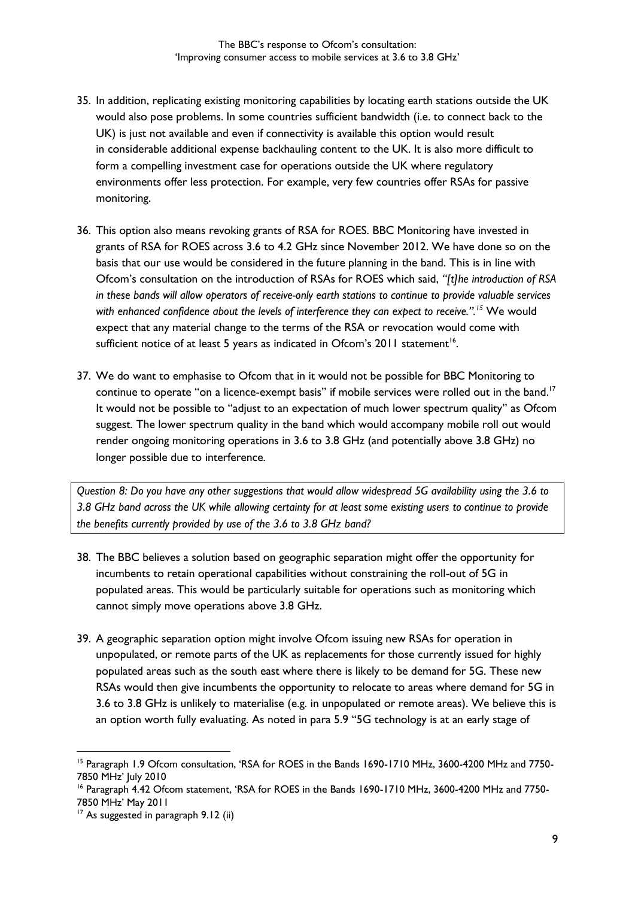35. In addition, replicating existing monitoring capabilities by locating earth stations outside the UK would also pose problems. In some countries sufficient bandwidth (i.e. to connect back to the UK) is just not available and even if connectivity is available this option would result in considerable additional expense backhauling content to the UK. It is also more difficult to form a compelling investment case for operations outside the UK where regulatory environments offer less protection. For example, very few countries offer RSAs for passive monitoring.

36. This option also means revoking grants of RSA for ROES. BBC Monitoring have invested in grants of RSA for ROES across 3.6 to 4.2 GHz since November 2012. We have done so on the basis that our use would be considered in the future planning in the band. This is in line with Ofcom's consultation on the introduction of RSAs for ROES which said, *"[t]he introduction of RSA in these bands will allow operators of receive-only earth stations to continue to provide valuable services with enhanced confidence about the levels of interference they can expect to receive.".*[15] We would expect that any material change to the terms of the RSA or revocation would come with sufficient notice of at least 5 years as indicated in Ofcom's 2011 statement[16].

37. We do want to emphasise to Ofcom that in it would not be possible for BBC Monitoring to continue to operate "on a licence-exempt basis" if mobile services were rolled out in the band.[17] It would not be possible to "adjust to an expectation of much lower spectrum quality" as Ofcom suggest. The lower spectrum quality in the band which would accompany mobile roll out would render ongoing monitoring operations in 3.6 to 3.8 GHz (and potentially above 3.8 GHz) no longer possible due to interference.

*Question 8: Do you have any other suggestions that would allow widespread 5G availability using the 3.6 to 3.8 GHz band across the UK while allowing certainty for at least some existing users to continue to provide the benefits currently provided by use of the 3.6 to 3.8 GHz band?*

38. The BBC believes a solution based on geographic separation might offer the opportunity for incumbents to retain operational capabilities without constraining the roll-out of 5G in populated areas. This would be particularly suitable for operations such as monitoring which cannot simply move operations above 3.8 GHz.

39. A geographic separation option might involve Ofcom issuing new RSAs for operation in unpopulated, or remote parts of the UK as replacements for those currently issued for highly populated areas such as the south east where there is likely to be demand for 5G. These new RSAs would then give incumbents the opportunity to relocate to areas where demand for 5G in 3.6 to 3.8 GHz is unlikely to materialise (e.g. in unpopulated or remote areas). We believe this is an option worth fully evaluating. As noted in para 5.9 "5G technology is at an early stage of

---

[15] Paragraph 1.9 Ofcom consultation, 'RSA for ROES in the Bands 1690-1710 MHz, 3600-4200 MHz and 7750-7850 MHz' July 2010

[16] Paragraph 4.42 Ofcom statement, 'RSA for ROES in the Bands 1690-1710 MHz, 3600-4200 MHz and 7750-7850 MHz' May 2011

[17] As suggested in paragraph 9.12 (ii)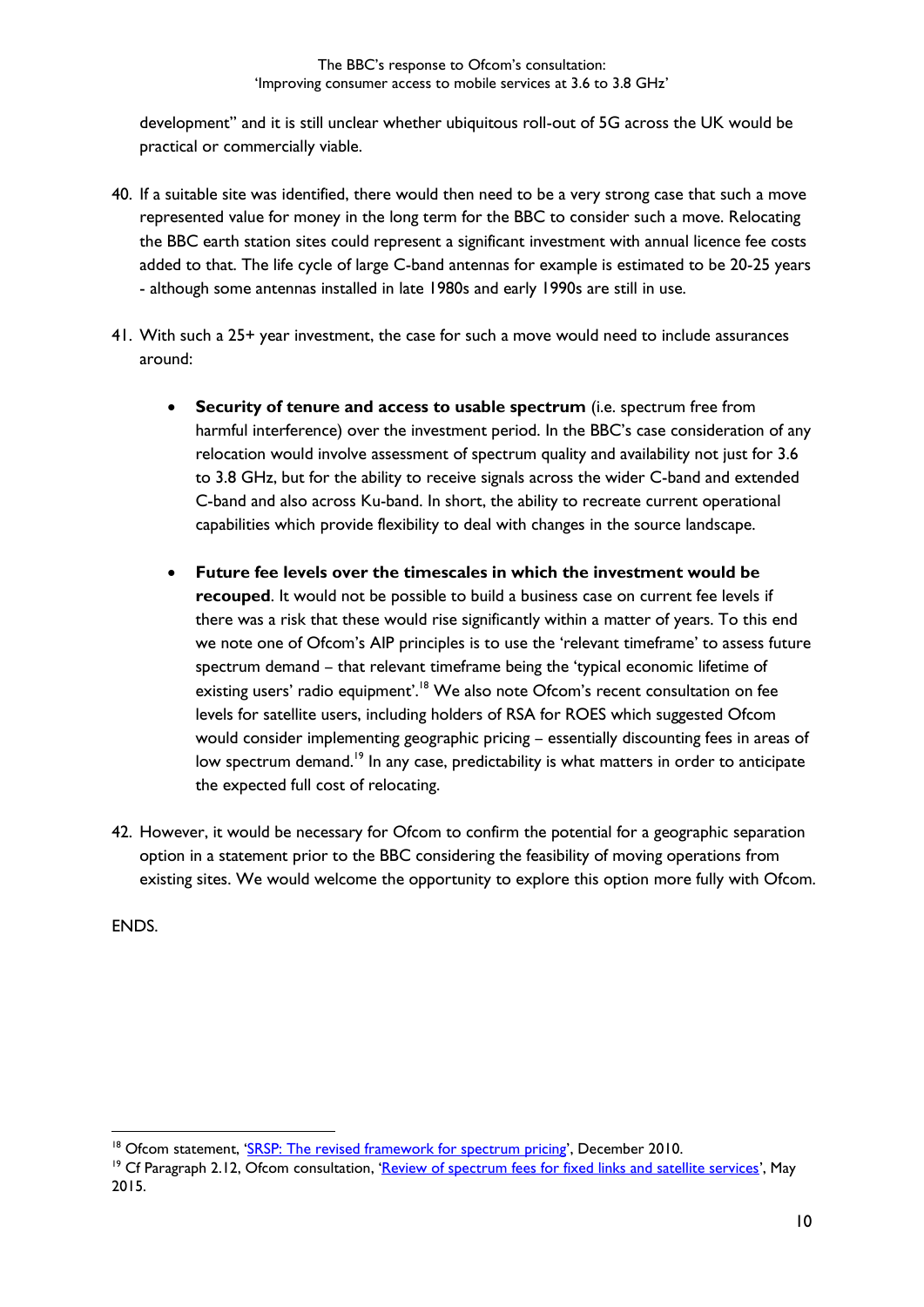development" and it is still unclear whether ubiquitous roll-out of 5G across the UK would be practical or commercially viable.

40. If a suitable site was identified, there would then need to be a very strong case that such a move represented value for money in the long term for the BBC to consider such a move. Relocating the BBC earth station sites could represent a significant investment with annual licence fee costs added to that. The life cycle of large C-band antennas for example is estimated to be 20-25 years - although some antennas installed in late 1980s and early 1990s are still in use.

41. With such a 25+ year investment, the case for such a move would need to include assurances around:

    - **Security of tenure and access to usable spectrum** (i.e. spectrum free from harmful interference) over the investment period. In the BBC's case consideration of any relocation would involve assessment of spectrum quality and availability not just for 3.6 to 3.8 GHz, but for the ability to receive signals across the wider C-band and extended C-band and also across Ku-band. In short, the ability to recreate current operational capabilities which provide flexibility to deal with changes in the source landscape.

    - **Future fee levels over the timescales in which the investment would be recouped**. It would not be possible to build a business case on current fee levels if there was a risk that these would rise significantly within a matter of years. To this end we note one of Ofcom's AIP principles is to use the 'relevant timeframe' to assess future spectrum demand – that relevant timeframe being the 'typical economic lifetime of existing users' radio equipment'.[18] We also note Ofcom's recent consultation on fee levels for satellite users, including holders of RSA for ROES which suggested Ofcom would consider implementing geographic pricing – essentially discounting fees in areas of low spectrum demand.[19] In any case, predictability is what matters in order to anticipate the expected full cost of relocating.

42. However, it would be necessary for Ofcom to confirm the potential for a geographic separation option in a statement prior to the BBC considering the feasibility of moving operations from existing sites. We would welcome the opportunity to explore this option more fully with Ofcom.

ENDS.

---

[18] Ofcom statement, 'SRSP: The revised framework for spectrum pricing', December 2010.

[19] Cf Paragraph 2.12, Ofcom consultation, 'Review of spectrum fees for fixed links and satellite services', May 2015.